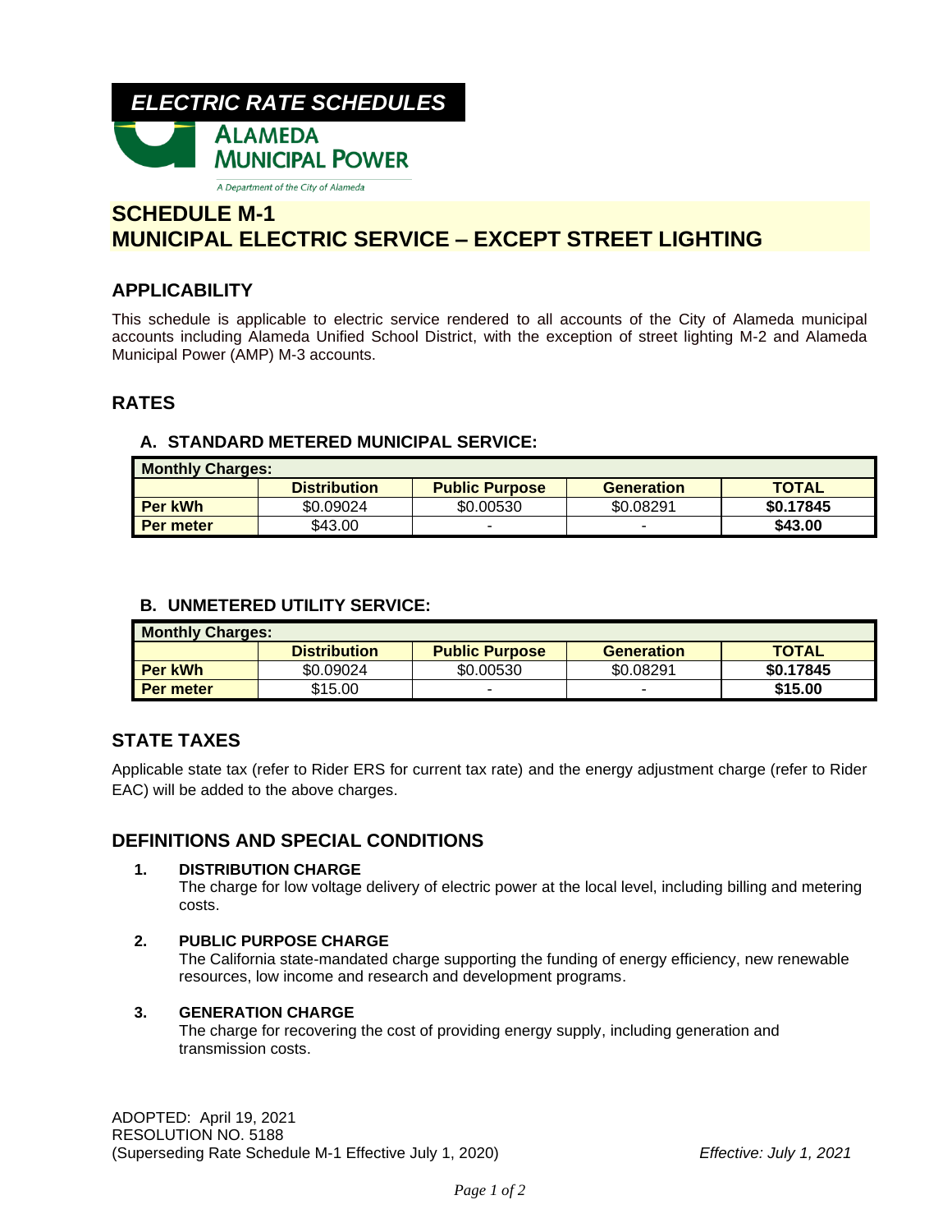*ELECTRIC RATE SCHEDULES*

**ALAMEDA MUNICIPAL POWER**

*A Department of the City of Alameda*

# SCHEDULE M-1
# MUNICIPAL ELECTRIC SERVICE – EXCEPT STREET LIGHTING

## APPLICABILITY

This schedule is applicable to electric service rendered to all accounts of the City of Alameda municipal accounts including Alameda Unified School District, with the exception of street lighting M-2 and Alameda Municipal Power (AMP) M-3 accounts.

## RATES

### A. STANDARD METERED MUNICIPAL SERVICE:

| Monthly Charges: | | | | |
|---|---|---|---|---|
| | **Distribution** | **Public Purpose** | **Generation** | **TOTAL** |
| **Per kWh** | $0.09024 | $0.00530 | $0.08291 | **$0.17845** |
| **Per meter** | $43.00 | - | - | **$43.00** |

### B. UNMETERED UTILITY SERVICE:

| Monthly Charges: | | | | |
|---|---|---|---|---|
| | **Distribution** | **Public Purpose** | **Generation** | **TOTAL** |
| **Per kWh** | $0.09024 | $0.00530 | $0.08291 | **$0.17845** |
| **Per meter** | $15.00 | - | - | **$15.00** |

## STATE TAXES

Applicable state tax (refer to Rider ERS for current tax rate) and the energy adjustment charge (refer to Rider EAC) will be added to the above charges.

## DEFINITIONS AND SPECIAL CONDITIONS

1. **DISTRIBUTION CHARGE**
   The charge for low voltage delivery of electric power at the local level, including billing and metering costs.

2. **PUBLIC PURPOSE CHARGE**
   The California state-mandated charge supporting the funding of energy efficiency, new renewable resources, low income and research and development programs.

3. **GENERATION CHARGE**
   The charge for recovering the cost of providing energy supply, including generation and transmission costs.

ADOPTED: April 19, 2021
RESOLUTION NO. 5188
(Superseding Rate Schedule M-1 Effective July 1, 2020) *Effective: July 1, 2021*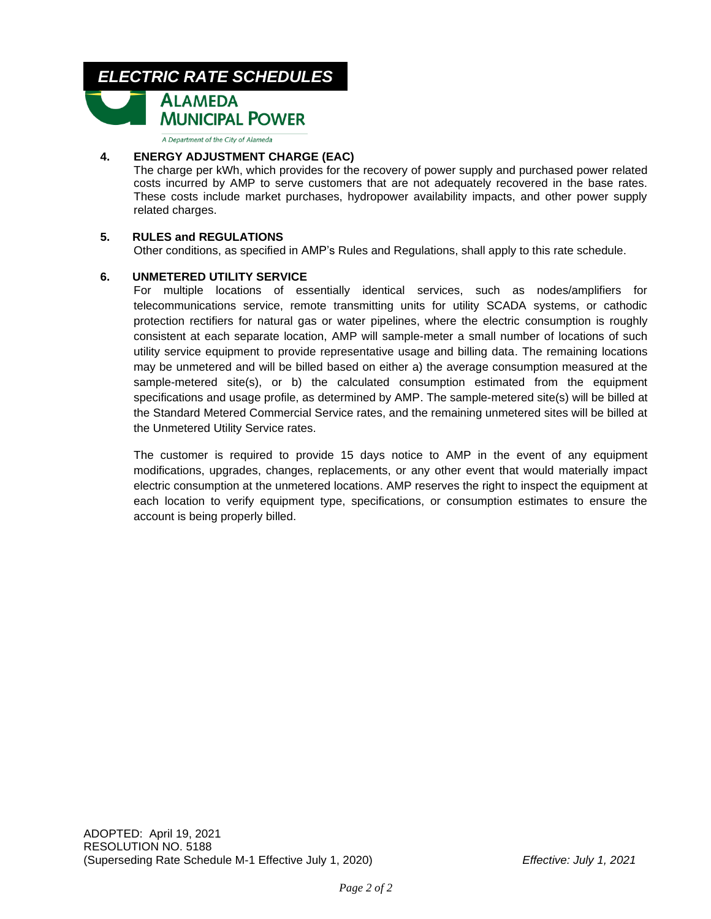### 4. ENERGY ADJUSTMENT CHARGE (EAC)

The charge per kWh, which provides for the recovery of power supply and purchased power related costs incurred by AMP to serve customers that are not adequately recovered in the base rates. These costs include market purchases, hydropower availability impacts, and other power supply related charges.

### 5. RULES and REGULATIONS

Other conditions, as specified in AMP's Rules and Regulations, shall apply to this rate schedule.

### 6. UNMETERED UTILITY SERVICE

For multiple locations of essentially identical services, such as nodes/amplifiers for telecommunications service, remote transmitting units for utility SCADA systems, or cathodic protection rectifiers for natural gas or water pipelines, where the electric consumption is roughly consistent at each separate location, AMP will sample-meter a small number of locations of such utility service equipment to provide representative usage and billing data. The remaining locations may be unmetered and will be billed based on either a) the average consumption measured at the sample-metered site(s), or b) the calculated consumption estimated from the equipment specifications and usage profile, as determined by AMP. The sample-metered site(s) will be billed at the Standard Metered Commercial Service rates, and the remaining unmetered sites will be billed at the Unmetered Utility Service rates.

The customer is required to provide 15 days notice to AMP in the event of any equipment modifications, upgrades, changes, replacements, or any other event that would materially impact electric consumption at the unmetered locations. AMP reserves the right to inspect the equipment at each location to verify equipment type, specifications, or consumption estimates to ensure the account is being properly billed.

ADOPTED: April 19, 2021
RESOLUTION NO. 5188
(Superseding Rate Schedule M-1 Effective July 1, 2020)

*Effective: July 1, 2021*